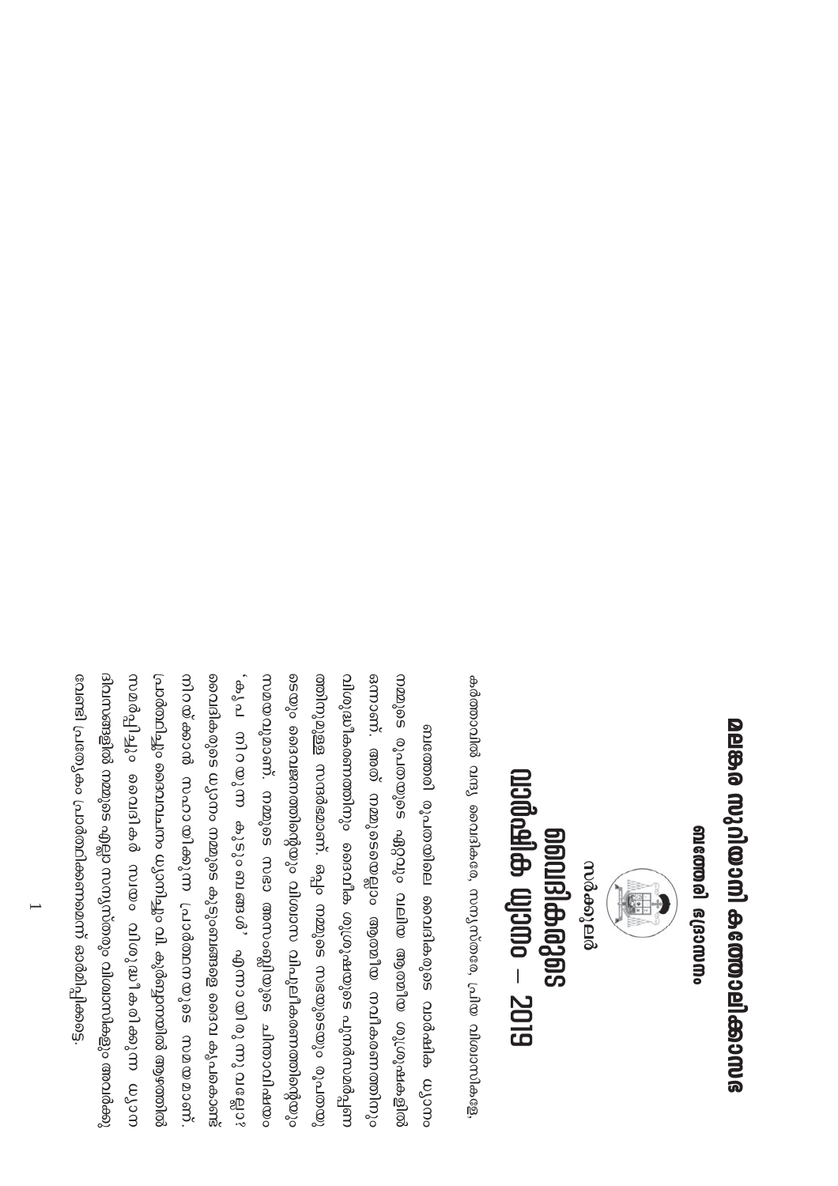# മലങ്കര സുറിയാനി കത്തോലിക്കാസഭ

## ബത്തേരി ഭദ്രാസനം

സർക്കുലർ

# വൈദികരുടെ വാർഷിക ധ്യാനം – 2019

കർത്താവിൽ വന്ദ്യ വൈദികരേ, സന്യസ്തരേ, പ്രിയ വിശ്വാസികളേ,

ബത്തേരി രൂപതയിലെ വൈദികരുടെ വാർഷിക ധ്യാനം നമ്മുടെ രൂപതയുടെ ഏറ്റവും വലിയ ആത്മീയ ശുശ്രൂഷകളിൽ ഒന്നാണ്. അത് നമ്മുടെയെല്ലാം ആത്മീയ നവീകരണത്തിനും വിശുദ്ധീകരണത്തിനും ദൈവീക ശുശ്രൂഷയുടെ പുനർസമർപ്പണത്തിനുമുള്ള സന്ദർഭമാണ്. ഒപ്പം നമ്മുടെ സഭയുടെയും രൂപതയുടെയും ദൈവജനത്തിന്റെയും വിശ്വാസ വിശുദ്ധീകരണത്തിന്റെയും സമയവുമാണ്. നമ്മുടെ സഭാ അസംബ്ലിയുടെ ചിന്താവിഷയം 'കൃപ നിറയുന്ന കുടുംബങ്ങൾ' എന്നായിരുന്നുവല്ലോ? വൈദികരുടെ ധ്യാനം നമ്മുടെ കുടുംബങ്ങളെ ദൈവകൃപകൊണ്ട് നിറയ്ക്കാൻ സഹായിക്കുന്ന പ്രാർത്ഥനയുടെ സമയമാണ്. പ്രാർത്ഥിച്ചും ദൈവവചനം ധ്യാനിച്ചും വി. കുർബ്ബാനയിൽ ആഴത്തിൽ സമർപ്പിച്ചും വൈദികർ സ്വയം വിശുദ്ധീകരിക്കുന്ന ധ്യാന ദിവസങ്ങളിൽ നമ്മുടെ എല്ലാ സന്യസ്തരും വിശ്വാസികളും അവർക്കു വേണ്ടി പ്രത്യേകം പ്രാർത്ഥിക്കണമെന്ന് ഓർമ്മിപ്പിക്കട്ടെ.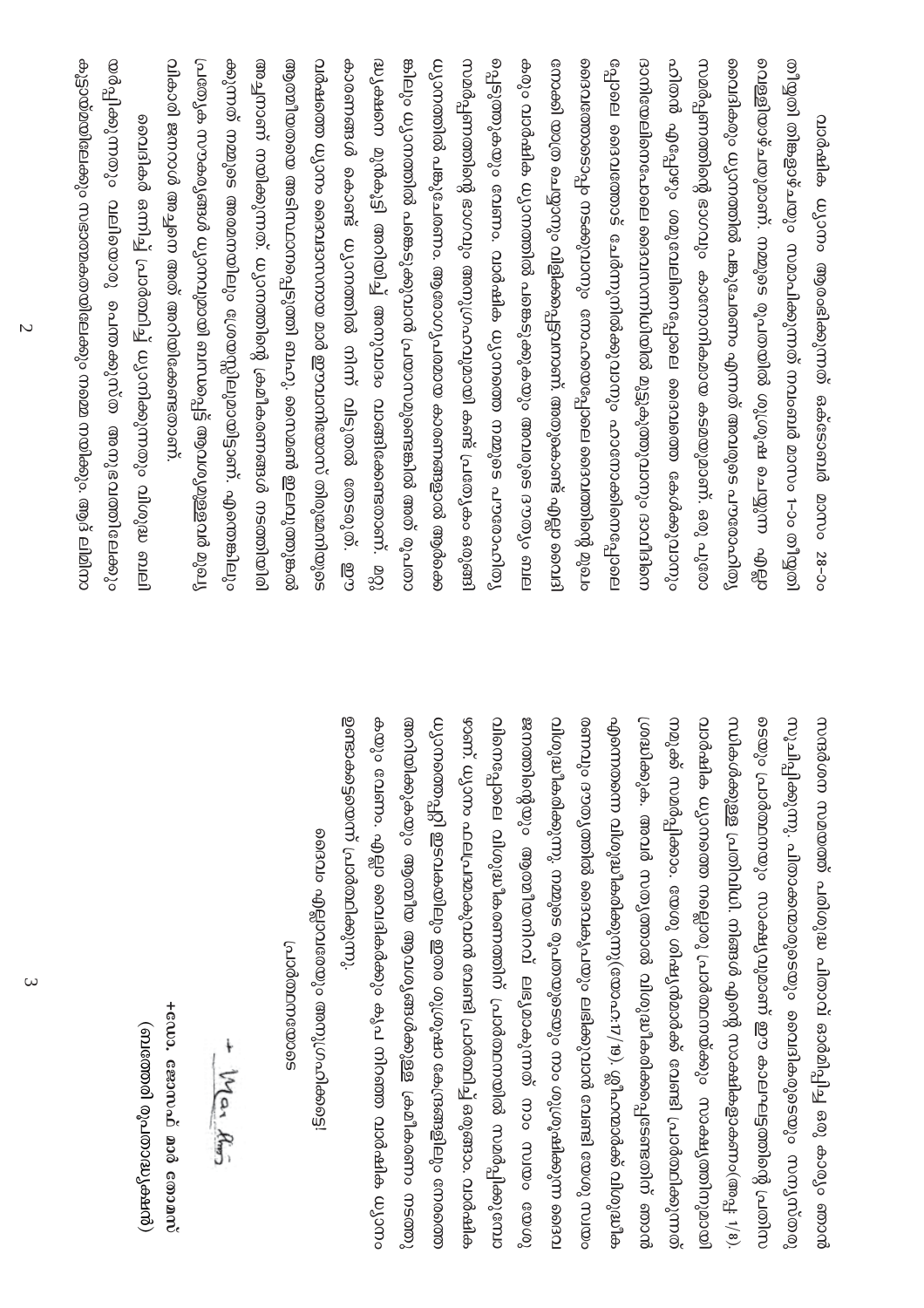വാർഷിക ധ്യാനം ആരംഭിക്കുന്നത് ഒക്ടോബർ മാസം 28-ാം തീയതി തിങ്കളാഴ്ചയും സമാപിക്കുന്നത് നവംബർ മാസം 1-ാം തീയതി വെള്ളിയാഴ്ചയുമാണ്. നമ്മുടെ രൂപതയിൽ ശുശ്രൂഷ ചെയ്യുന്ന എല്ലാ വൈദികരും ധ്യാനത്തിൽ പങ്കുചേരണം എന്നത് അവരുടെ പൗരോഹിത്യ സമർപ്പണത്തിന്റെ ഭാഗവും കാനോനികമായ കടമയുമാണ്. ഒരു പുരോഹിതൻ എപ്പോഴും ശുശ്രൂഷിയെപ്പോലെ ദൈവത്തെ കേൾക്കുവാനും ദാനിയേലിനെപ്പോലെ ദൈവസന്നിധിയിൽ മുട്ടുകുത്തുവാനും ദാവീദിനെപ്പോലെ ദൈവത്തോട് ചേർന്നുനിൽക്കുവാനും പൗലോസിനെപ്പോലെ ദൈവത്തോടൊപ്പം സഞ്ചരിക്കുവാനും മോശയെപ്പോലെ ദൈവത്തിന്റെ മുഖം നോക്കി യാത്ര ചെയ്യുവാനും വിളിക്കപ്പെട്ടവനാണ്. അതുകൊണ്ട് എല്ലാ വൈദികരും വാർഷിക ധ്യാനത്തിൽ പങ്കെടുക്കുകയും അവരുടെ ദൗത്യം ബലപ്പെടുത്തുകയും വേണം. വാർഷിക ധ്യാനത്തെ നമ്മുടെ പൗരോഹിത്യ സമർപ്പണത്തിന്റെ ഭാഗവും അനുഗ്രഹവുമായി കണ്ട് പ്രത്യേകം ഒരുങ്ങി ധ്യാനത്തിൽ പങ്കുചേരണം. ആരോഗ്യപരമായ കാരണങ്ങളാൽ ആർക്കെങ്കിലും ധ്യാനത്തിൽ പങ്കെടുക്കുവാൻ പ്രയാസമുണ്ടെങ്കിൽ അത് രൂപതാധ്യക്ഷനെ മുൻകൂട്ടി അറിയിച്ച് അനുവാദം വാങ്ങിക്കേണ്ടതാണ്. മറ്റു കാരണങ്ങൾ കൊണ്ട് ധ്യാനത്തിൽ നിന്ന് വിട്ടുനിൽക്കരുത്. ഈ വർഷത്തെ ധ്യാനം ദൈവദാസനായ മാർ ഈവാനിയോസ് തിരുമേനിയുടെ ആത്മീയതയെ അടിസ്ഥാനപ്പെടുത്തി ബഹു. ജോൺ ഇലവുത്തുങ്കൽ അച്ചനാണ് നയിക്കുന്നത്. ധ്യാനത്തിന്റെ ക്രമീകരണങ്ങൾ നടത്തിയിരിക്കുന്നത് നമ്മുടെ അരമനയിലും ശ്രേയസ്സിലുമായിട്ടാണ്. ഏതെങ്കിലും പ്രത്യേക സൗകര്യങ്ങൾ ധ്യാനവുമായി ബന്ധപ്പെട്ട് ആവശ്യമുള്ളവർ മുഖ്യ വികാരി ജനറൽ അച്ചനെ അത് അറിയിക്കേണ്ടതാണ്.

വൈദികർ ഒന്നിച്ച് പ്രാർത്ഥിച്ച് ധ്യാനിക്കുന്നതും വിശുദ്ധ ബലിയർപ്പിക്കുന്നതും വലിയൊരു ചൈതന്യത്തിന്റെ അനുഭവത്തിലേക്കും കൂട്ടായ്മയിലേക്കും സാഹോദര്യത്തിലേക്കും നമ്മെ നയിക്കും. ആദ് ലിമിന സന്ദർശന സമയത്ത് പരിശുദ്ധ പിതാവ് ഓർമ്മിപ്പിച്ച ഒരു കാര്യം ഞാൻ സൂചിപ്പിക്കുന്നു. പിതാക്കന്മാരുടെയും വൈദികരുടെയും സന്യസ്തരുടെയും പ്രാർത്ഥനയും സാക്ഷ്യവുമാണ് ഈ കാലഘട്ടത്തിന്റെ പ്രതിസന്ധികൾക്കുള്ള പ്രതിവിധി. നിങ്ങൾ എന്റെ സാക്ഷികളാകണം(അപ്പ 1/8). വാർഷിക ധ്യാനത്തെ നല്ലൊരു പ്രാർത്ഥനയ്ക്കും സാക്ഷ്യത്തിനുമായി നമുക്ക് സമർപ്പിക്കാം. യേശു ശിഷ്യന്മാർക്ക് വേണ്ടി പ്രാർത്ഥിക്കുന്നത് ശ്രദ്ധിക്കുക. അവർ സത്യത്താൽ വിശുദ്ധീകരിക്കപ്പെടേണ്ടതിന് ഞാൻ എന്നെത്തന്നെ വിശുദ്ധീകരിക്കുന്നു(യോഹ:17/19). ശിഷ്യന്മാർക്ക് വിശുദ്ധീകരണവും ദൗത്യത്തിൽ ഐക്യവും ലഭിക്കുവാൻ വേണ്ടി യേശു സ്വയം വിശുദ്ധീകരിക്കുന്നു. നമ്മുടെ രൂപതയുടെയും നാം ശുശ്രൂഷിക്കുന്ന ദൈവജനത്തിന്റെയും ആത്മീയനിറവ് ലഭ്യമാകുന്നത് നാം സ്വയം യേശുവിനെപ്പോലെ വിശുദ്ധീകരണത്തിന് പ്രാർത്ഥനയിൽ സമർപ്പിക്കുമ്പോഴാണ്. ധ്യാനം ഫലപ്രദമാകുവാൻ വേണ്ടി പ്രാർത്ഥിച്ച് ഒരുങ്ങാം. വാർഷിക ധ്യാനത്തെപ്പറ്റി ഇടവകയിലും ഇതര ശുശ്രൂഷാ കേന്ദ്രങ്ങളിലും ജനത്തെ അറിയിക്കുകയും ആത്മീയ ആവശ്യങ്ങൾക്കുള്ള ക്രമീകരണം നടത്തുകയും വേണം. എല്ലാ വൈദികർക്കും കൃപ നിറഞ്ഞ വാർഷിക ധ്യാനം ഉണ്ടാകട്ടെയെന്ന് പ്രാർത്ഥിക്കുന്നു.

ദൈവം എല്ലാവരെയും അനുഗ്രഹിക്കട്ടെ!

പ്രാർത്ഥനയോടെ

+ഡോ. ജോസഫ് മാർ തോമസ്

(ബത്തേരി രൂപതാധ്യക്ഷൻ)